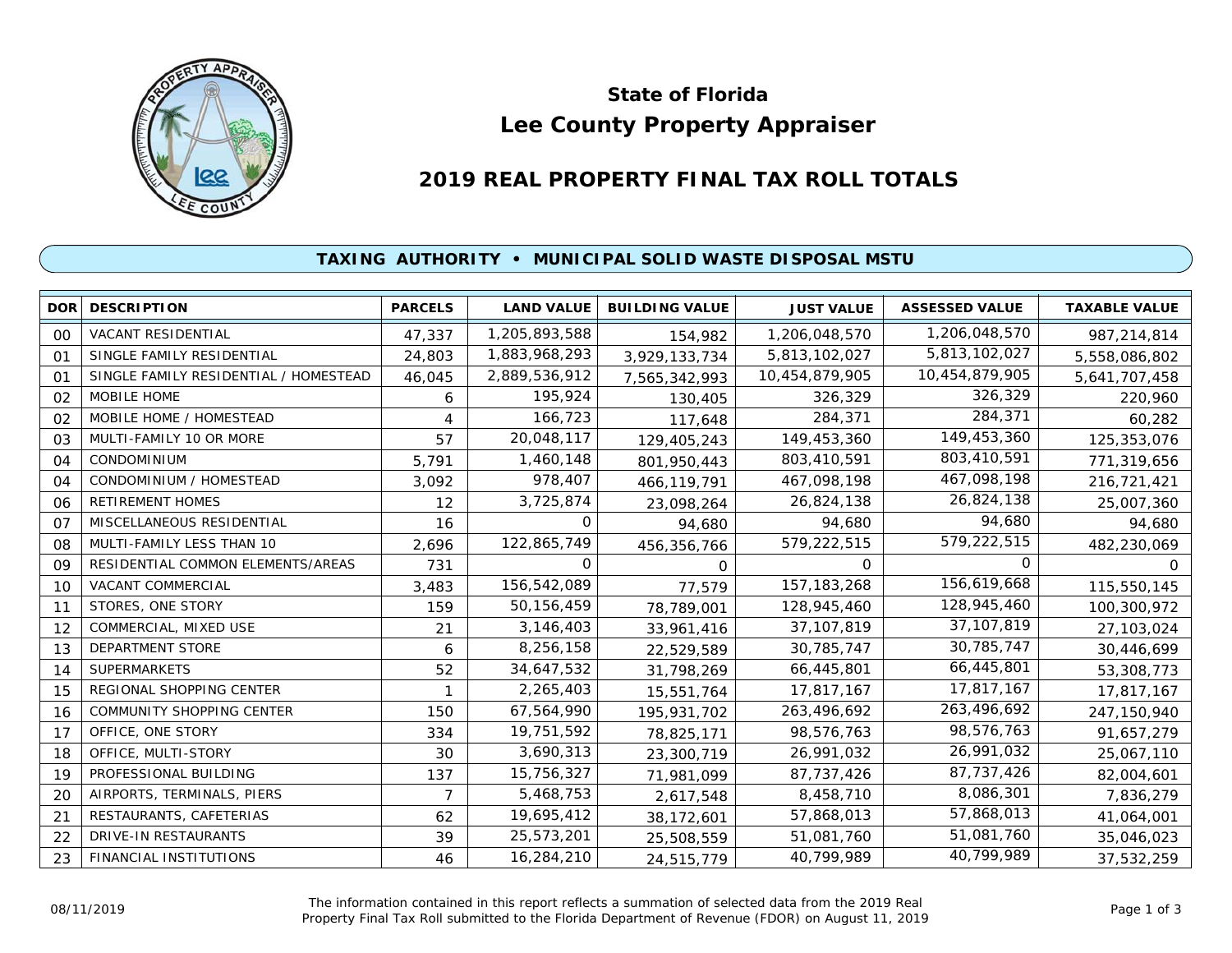# State of Florida
# Lee County Property Appraiser

## 2019 REAL PROPERTY FINAL TAX ROLL TOTALS

### TAXING AUTHORITY • MUNICIPAL SOLID WASTE DISPOSAL MSTU

| DOR | DESCRIPTION | PARCELS | LAND VALUE | BUILDING VALUE | JUST VALUE | ASSESSED VALUE | TAXABLE VALUE |
|---|---|---|---|---|---|---|---|
| 00 | VACANT RESIDENTIAL | 47,337 | 1,205,893,588 | 154,982 | 1,206,048,570 | 1,206,048,570 | 987,214,814 |
| 01 | SINGLE FAMILY RESIDENTIAL | 24,803 | 1,883,968,293 | 3,929,133,734 | 5,813,102,027 | 5,813,102,027 | 5,558,086,802 |
| 01 | SINGLE FAMILY RESIDENTIAL / HOMESTEAD | 46,045 | 2,889,536,912 | 7,565,342,993 | 10,454,879,905 | 10,454,879,905 | 5,641,707,458 |
| 02 | MOBILE HOME | 6 | 195,924 | 130,405 | 326,329 | 326,329 | 220,960 |
| 02 | MOBILE HOME / HOMESTEAD | 4 | 166,723 | 117,648 | 284,371 | 284,371 | 60,282 |
| 03 | MULTI-FAMILY 10 OR MORE | 57 | 20,048,117 | 129,405,243 | 149,453,360 | 149,453,360 | 125,353,076 |
| 04 | CONDOMINIUM | 5,791 | 1,460,148 | 801,950,443 | 803,410,591 | 803,410,591 | 771,319,656 |
| 04 | CONDOMINIUM / HOMESTEAD | 3,092 | 978,407 | 466,119,791 | 467,098,198 | 467,098,198 | 216,721,421 |
| 06 | RETIREMENT HOMES | 12 | 3,725,874 | 23,098,264 | 26,824,138 | 26,824,138 | 25,007,360 |
| 07 | MISCELLANEOUS RESIDENTIAL | 16 | 0 | 94,680 | 94,680 | 94,680 | 94,680 |
| 08 | MULTI-FAMILY LESS THAN 10 | 2,696 | 122,865,749 | 456,356,766 | 579,222,515 | 579,222,515 | 482,230,069 |
| 09 | RESIDENTIAL COMMON ELEMENTS/AREAS | 731 | 0 | 0 | 0 | 0 | 0 |
| 10 | VACANT COMMERCIAL | 3,483 | 156,542,089 | 77,579 | 157,183,268 | 156,619,668 | 115,550,145 |
| 11 | STORES, ONE STORY | 159 | 50,156,459 | 78,789,001 | 128,945,460 | 128,945,460 | 100,300,972 |
| 12 | COMMERCIAL, MIXED USE | 21 | 3,146,403 | 33,961,416 | 37,107,819 | 37,107,819 | 27,103,024 |
| 13 | DEPARTMENT STORE | 6 | 8,256,158 | 22,529,589 | 30,785,747 | 30,785,747 | 30,446,699 |
| 14 | SUPERMARKETS | 52 | 34,647,532 | 31,798,269 | 66,445,801 | 66,445,801 | 53,308,773 |
| 15 | REGIONAL SHOPPING CENTER | 1 | 2,265,403 | 15,551,764 | 17,817,167 | 17,817,167 | 17,817,167 |
| 16 | COMMUNITY SHOPPING CENTER | 150 | 67,564,990 | 195,931,702 | 263,496,692 | 263,496,692 | 247,150,940 |
| 17 | OFFICE, ONE STORY | 334 | 19,751,592 | 78,825,171 | 98,576,763 | 98,576,763 | 91,657,279 |
| 18 | OFFICE, MULTI-STORY | 30 | 3,690,313 | 23,300,719 | 26,991,032 | 26,991,032 | 25,067,110 |
| 19 | PROFESSIONAL BUILDING | 137 | 15,756,327 | 71,981,099 | 87,737,426 | 87,737,426 | 82,004,601 |
| 20 | AIRPORTS, TERMINALS, PIERS | 7 | 5,468,753 | 2,617,548 | 8,458,710 | 8,086,301 | 7,836,279 |
| 21 | RESTAURANTS, CAFETERIAS | 62 | 19,695,412 | 38,172,601 | 57,868,013 | 57,868,013 | 41,064,001 |
| 22 | DRIVE-IN RESTAURANTS | 39 | 25,573,201 | 25,508,559 | 51,081,760 | 51,081,760 | 35,046,023 |
| 23 | FINANCIAL INSTITUTIONS | 46 | 16,284,210 | 24,515,779 | 40,799,989 | 40,799,989 | 37,532,259 |

08/11/2019

The information contained in this report reflects a summation of selected data from the 2019 Real Property Final Tax Roll submitted to the Florida Department of Revenue (FDOR) on August 11, 2019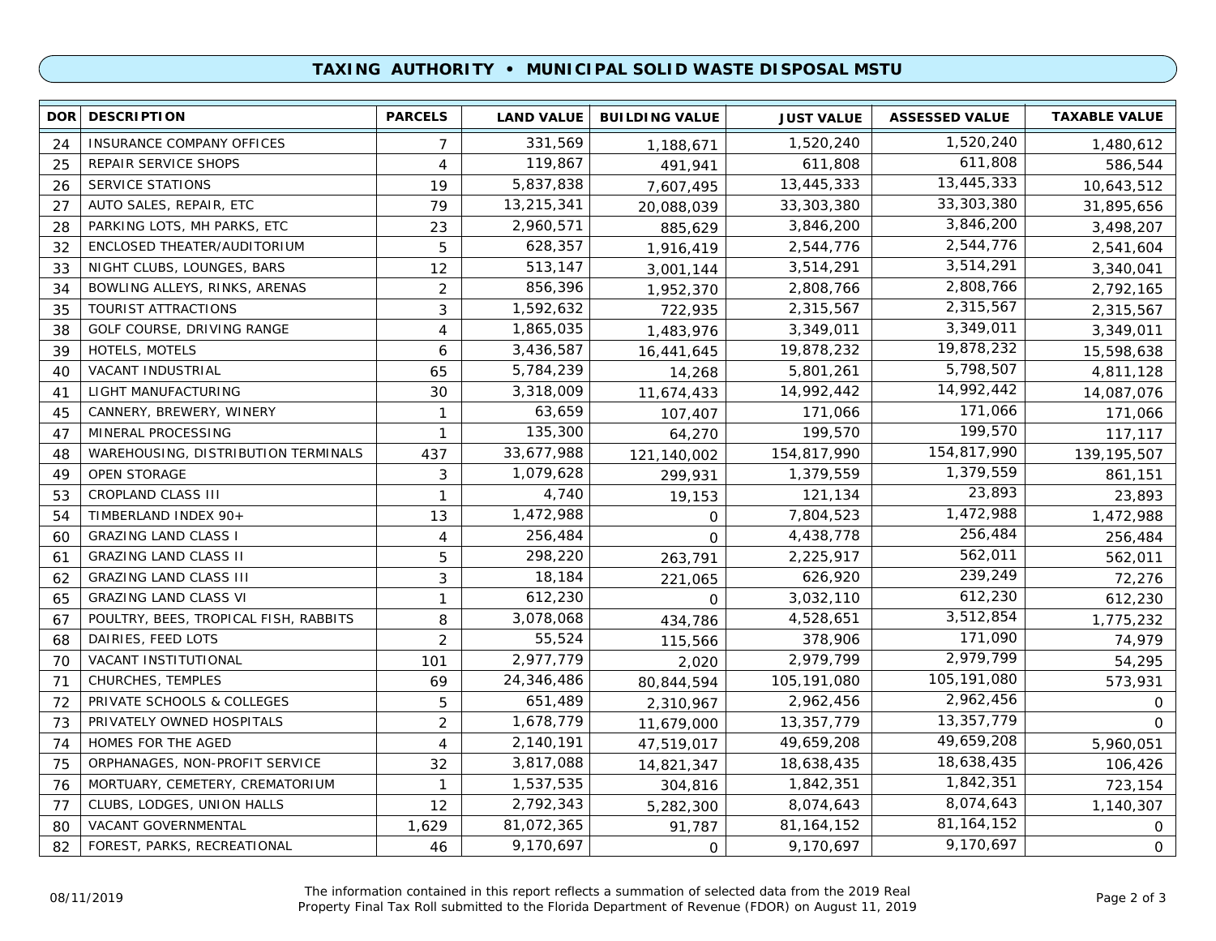## TAXING AUTHORITY • MUNICIPAL SOLID WASTE DISPOSAL MSTU

| DOR | DESCRIPTION | PARCELS | LAND VALUE | BUILDING VALUE | JUST VALUE | ASSESSED VALUE | TAXABLE VALUE |
|---|---|---|---|---|---|---|---|
| 24 | INSURANCE COMPANY OFFICES | 7 | 331,569 | 1,188,671 | 1,520,240 | 1,520,240 | 1,480,612 |
| 25 | REPAIR SERVICE SHOPS | 4 | 119,867 | 491,941 | 611,808 | 611,808 | 586,544 |
| 26 | SERVICE STATIONS | 19 | 5,837,838 | 7,607,495 | 13,445,333 | 13,445,333 | 10,643,512 |
| 27 | AUTO SALES, REPAIR, ETC | 79 | 13,215,341 | 20,088,039 | 33,303,380 | 33,303,380 | 31,895,656 |
| 28 | PARKING LOTS, MH PARKS, ETC | 23 | 2,960,571 | 885,629 | 3,846,200 | 3,846,200 | 3,498,207 |
| 32 | ENCLOSED THEATER/AUDITORIUM | 5 | 628,357 | 1,916,419 | 2,544,776 | 2,544,776 | 2,541,604 |
| 33 | NIGHT CLUBS, LOUNGES, BARS | 12 | 513,147 | 3,001,144 | 3,514,291 | 3,514,291 | 3,340,041 |
| 34 | BOWLING ALLEYS, RINKS, ARENAS | 2 | 856,396 | 1,952,370 | 2,808,766 | 2,808,766 | 2,792,165 |
| 35 | TOURIST ATTRACTIONS | 3 | 1,592,632 | 722,935 | 2,315,567 | 2,315,567 | 2,315,567 |
| 38 | GOLF COURSE, DRIVING RANGE | 4 | 1,865,035 | 1,483,976 | 3,349,011 | 3,349,011 | 3,349,011 |
| 39 | HOTELS, MOTELS | 6 | 3,436,587 | 16,441,645 | 19,878,232 | 19,878,232 | 15,598,638 |
| 40 | VACANT INDUSTRIAL | 65 | 5,784,239 | 14,268 | 5,801,261 | 5,798,507 | 4,811,128 |
| 41 | LIGHT MANUFACTURING | 30 | 3,318,009 | 11,674,433 | 14,992,442 | 14,992,442 | 14,087,076 |
| 45 | CANNERY, BREWERY, WINERY | 1 | 63,659 | 107,407 | 171,066 | 171,066 | 171,066 |
| 47 | MINERAL PROCESSING | 1 | 135,300 | 64,270 | 199,570 | 199,570 | 117,117 |
| 48 | WAREHOUSING, DISTRIBUTION TERMINALS | 437 | 33,677,988 | 121,140,002 | 154,817,990 | 154,817,990 | 139,195,507 |
| 49 | OPEN STORAGE | 3 | 1,079,628 | 299,931 | 1,379,559 | 1,379,559 | 861,151 |
| 53 | CROPLAND CLASS III | 1 | 4,740 | 19,153 | 121,134 | 23,893 | 23,893 |
| 54 | TIMBERLAND INDEX 90+ | 13 | 1,472,988 | 0 | 7,804,523 | 1,472,988 | 1,472,988 |
| 60 | GRAZING LAND CLASS I | 4 | 256,484 | 0 | 4,438,778 | 256,484 | 256,484 |
| 61 | GRAZING LAND CLASS II | 5 | 298,220 | 263,791 | 2,225,917 | 562,011 | 562,011 |
| 62 | GRAZING LAND CLASS III | 3 | 18,184 | 221,065 | 626,920 | 239,249 | 72,276 |
| 65 | GRAZING LAND CLASS VI | 1 | 612,230 | 0 | 3,032,110 | 612,230 | 612,230 |
| 67 | POULTRY, BEES, TROPICAL FISH, RABBITS | 8 | 3,078,068 | 434,786 | 4,528,651 | 3,512,854 | 1,775,232 |
| 68 | DAIRIES, FEED LOTS | 2 | 55,524 | 115,566 | 378,906 | 171,090 | 74,979 |
| 70 | VACANT INSTITUTIONAL | 101 | 2,977,779 | 2,020 | 2,979,799 | 2,979,799 | 54,295 |
| 71 | CHURCHES, TEMPLES | 69 | 24,346,486 | 80,844,594 | 105,191,080 | 105,191,080 | 573,931 |
| 72 | PRIVATE SCHOOLS & COLLEGES | 5 | 651,489 | 2,310,967 | 2,962,456 | 2,962,456 | 0 |
| 73 | PRIVATELY OWNED HOSPITALS | 2 | 1,678,779 | 11,679,000 | 13,357,779 | 13,357,779 | 0 |
| 74 | HOMES FOR THE AGED | 4 | 2,140,191 | 47,519,017 | 49,659,208 | 49,659,208 | 5,960,051 |
| 75 | ORPHANAGES, NON-PROFIT SERVICE | 32 | 3,817,088 | 14,821,347 | 18,638,435 | 18,638,435 | 106,426 |
| 76 | MORTUARY, CEMETERY, CREMATORIUM | 1 | 1,537,535 | 304,816 | 1,842,351 | 1,842,351 | 723,154 |
| 77 | CLUBS, LODGES, UNION HALLS | 12 | 2,792,343 | 5,282,300 | 8,074,643 | 8,074,643 | 1,140,307 |
| 80 | VACANT GOVERNMENTAL | 1,629 | 81,072,365 | 91,787 | 81,164,152 | 81,164,152 | 0 |
| 82 | FOREST, PARKS, RECREATIONAL | 46 | 9,170,697 | 0 | 9,170,697 | 9,170,697 | 0 |

08/11/2019

The information contained in this report reflects a summation of selected data from the 2019 Real Property Final Tax Roll submitted to the Florida Department of Revenue (FDOR) on August 11, 2019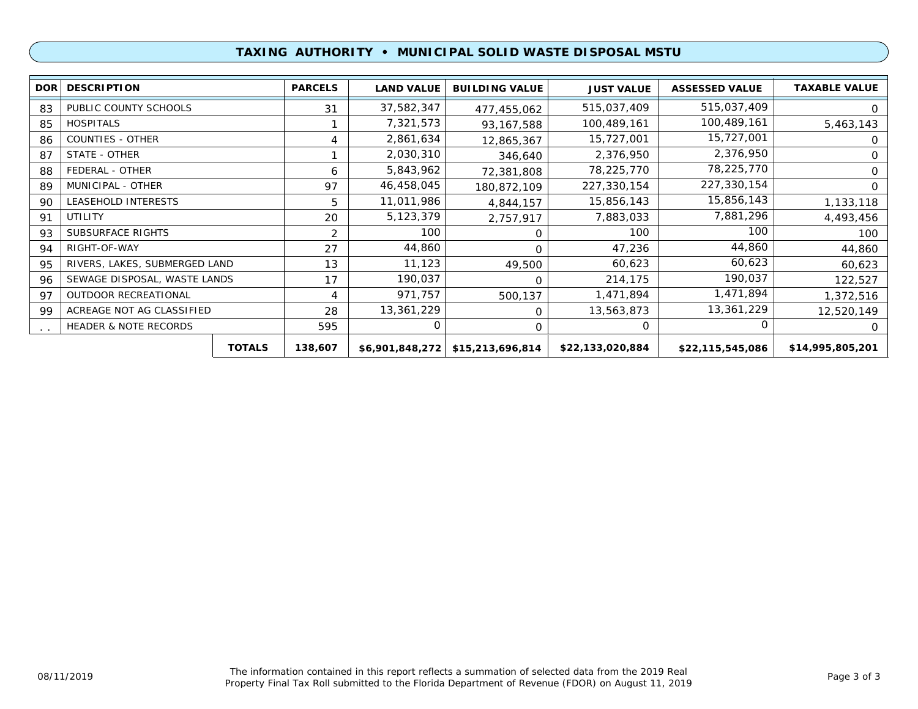## TAXING AUTHORITY • MUNICIPAL SOLID WASTE DISPOSAL MSTU

| DOR | DESCRIPTION | PARCELS | LAND VALUE | BUILDING VALUE | JUST VALUE | ASSESSED VALUE | TAXABLE VALUE |
|---|---|---|---|---|---|---|---|
| 83 | PUBLIC COUNTY SCHOOLS | 31 | 37,582,347 | 477,455,062 | 515,037,409 | 515,037,409 | 0 |
| 85 | HOSPITALS | 1 | 7,321,573 | 93,167,588 | 100,489,161 | 100,489,161 | 5,463,143 |
| 86 | COUNTIES - OTHER | 4 | 2,861,634 | 12,865,367 | 15,727,001 | 15,727,001 | 0 |
| 87 | STATE - OTHER | 1 | 2,030,310 | 346,640 | 2,376,950 | 2,376,950 | 0 |
| 88 | FEDERAL - OTHER | 6 | 5,843,962 | 72,381,808 | 78,225,770 | 78,225,770 | 0 |
| 89 | MUNICIPAL - OTHER | 97 | 46,458,045 | 180,872,109 | 227,330,154 | 227,330,154 | 0 |
| 90 | LEASEHOLD INTERESTS | 5 | 11,011,986 | 4,844,157 | 15,856,143 | 15,856,143 | 1,133,118 |
| 91 | UTILITY | 20 | 5,123,379 | 2,757,917 | 7,883,033 | 7,881,296 | 4,493,456 |
| 93 | SUBSURFACE RIGHTS | 2 | 100 | 0 | 100 | 100 | 100 |
| 94 | RIGHT-OF-WAY | 27 | 44,860 | 0 | 47,236 | 44,860 | 44,860 |
| 95 | RIVERS, LAKES, SUBMERGED LAND | 13 | 11,123 | 49,500 | 60,623 | 60,623 | 60,623 |
| 96 | SEWAGE DISPOSAL, WASTE LANDS | 17 | 190,037 | 0 | 214,175 | 190,037 | 122,527 |
| 97 | OUTDOOR RECREATIONAL | 4 | 971,757 | 500,137 | 1,471,894 | 1,471,894 | 1,372,516 |
| 99 | ACREAGE NOT AG CLASSIFIED | 28 | 13,361,229 | 0 | 13,563,873 | 13,361,229 | 12,520,149 |
| . . | HEADER & NOTE RECORDS | 595 | 0 | 0 | 0 | 0 | 0 |
| | **TOTALS** | **138,607** | **$6,901,848,272** | **$15,213,696,814** | **$22,133,020,884** | **$22,115,545,086** | **$14,995,805,201** |

08/11/2019

The information contained in this report reflects a summation of selected data from the 2019 Real Property Final Tax Roll submitted to the Florida Department of Revenue (FDOR) on August 11, 2019